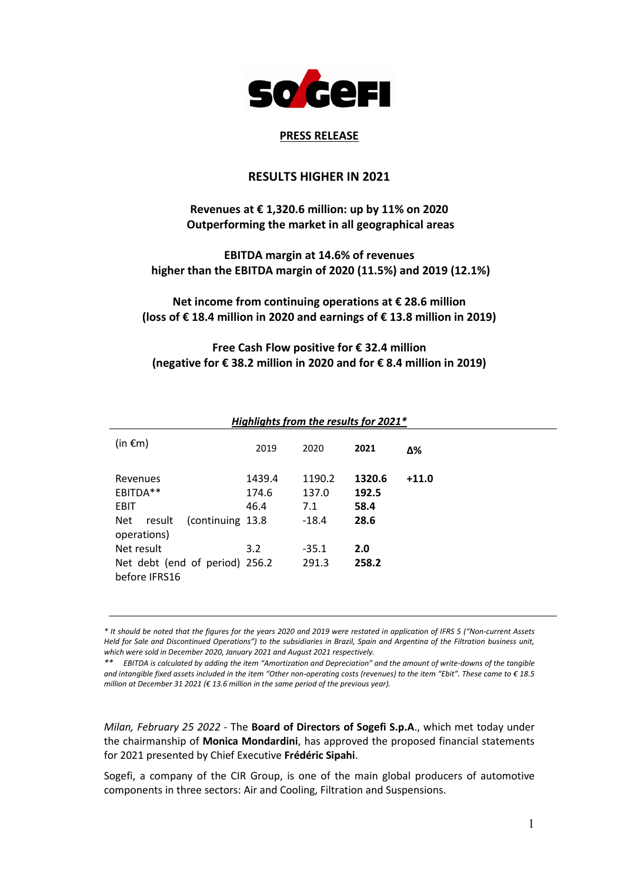SOGEFI

**PRESS RELEASE**

## RESULTS HIGHER IN 2021

**Revenues at € 1,320.6 million: up by 11% on 2020**
**Outperforming the market in all geographical areas**

**EBITDA margin at 14.6% of revenues**
**higher than the EBITDA margin of 2020 (11.5%) and 2019 (12.1%)**

**Net income from continuing operations at € 28.6 million**
**(loss of € 18.4 million in 2020 and earnings of € 13.8 million in 2019)**

**Free Cash Flow positive for € 32.4 million**
**(negative for € 38.2 million in 2020 and for € 8.4 million in 2019)**

***Highlights from the results for 2021****

| (in €m) | 2019 | 2020 | **2021** | **Δ%** |
|---|---|---|---|---|
| Revenues | 1439.4 | 1190.2 | **1320.6** | **+11.0** |
| EBITDA** | 174.6 | 137.0 | **192.5** | |
| EBIT | 46.4 | 7.1 | **58.4** | |
| Net result (continuing operations) | 13.8 | -18.4 | **28.6** | |
| Net result | 3.2 | -35.1 | **2.0** | |
| Net debt (end of period) before IFRS16 | 256.2 | 291.3 | **258.2** | |

*\* It should be noted that the figures for the years 2020 and 2019 were restated in application of IFRS 5 ("Non-current Assets Held for Sale and Discontinued Operations") to the subsidiaries in Brazil, Spain and Argentina of the Filtration business unit, which were sold in December 2020, January 2021 and August 2021 respectively.*

*\*\* EBITDA is calculated by adding the item "Amortization and Depreciation" and the amount of write-downs of the tangible and intangible fixed assets included in the item "Other non-operating costs (revenues) to the item "Ebit". These came to € 18.5 million at December 31 2021 (€ 13.6 million in the same period of the previous year).*

*Milan, February 25 2022* - The **Board of Directors of Sogefi S.p.A.**, which met today under the chairmanship of **Monica Mondardini**, has approved the proposed financial statements for 2021 presented by Chief Executive **Frédéric Sipahi**.

Sogefi, a company of the CIR Group, is one of the main global producers of automotive components in three sectors: Air and Cooling, Filtration and Suspensions.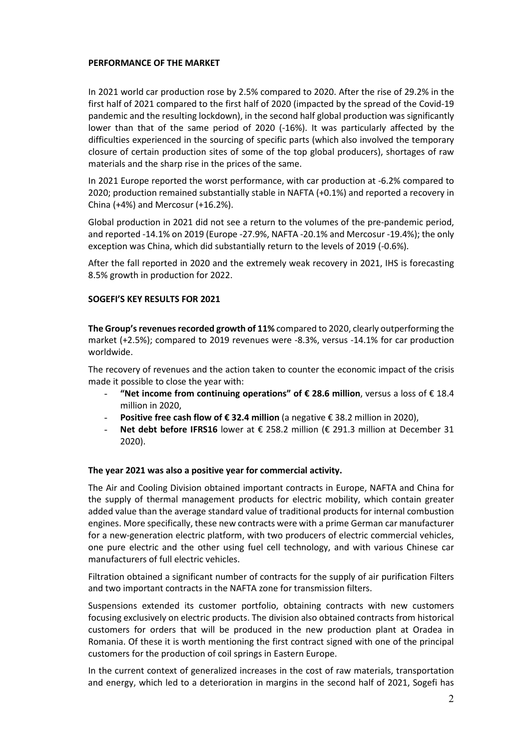## PERFORMANCE OF THE MARKET

In 2021 world car production rose by 2.5% compared to 2020. After the rise of 29.2% in the first half of 2021 compared to the first half of 2020 (impacted by the spread of the Covid-19 pandemic and the resulting lockdown), in the second half global production was significantly lower than that of the same period of 2020 (-16%). It was particularly affected by the difficulties experienced in the sourcing of specific parts (which also involved the temporary closure of certain production sites of some of the top global producers), shortages of raw materials and the sharp rise in the prices of the same.

In 2021 Europe reported the worst performance, with car production at -6.2% compared to 2020; production remained substantially stable in NAFTA (+0.1%) and reported a recovery in China (+4%) and Mercosur (+16.2%).

Global production in 2021 did not see a return to the volumes of the pre-pandemic period, and reported -14.1% on 2019 (Europe -27.9%, NAFTA -20.1% and Mercosur -19.4%); the only exception was China, which did substantially return to the levels of 2019 (-0.6%).

After the fall reported in 2020 and the extremely weak recovery in 2021, IHS is forecasting 8.5% growth in production for 2022.

## SOGEFI'S KEY RESULTS FOR 2021

**The Group's revenues recorded growth of 11%** compared to 2020, clearly outperforming the market (+2.5%); compared to 2019 revenues were -8.3%, versus -14.1% for car production worldwide.

The recovery of revenues and the action taken to counter the economic impact of the crisis made it possible to close the year with:

- **"Net income from continuing operations" of € 28.6 million**, versus a loss of € 18.4 million in 2020,
- **Positive free cash flow of € 32.4 million** (a negative € 38.2 million in 2020),
- **Net debt before IFRS16** lower at € 258.2 million (€ 291.3 million at December 31 2020).

**The year 2021 was also a positive year for commercial activity.**

The Air and Cooling Division obtained important contracts in Europe, NAFTA and China for the supply of thermal management products for electric mobility, which contain greater added value than the average standard value of traditional products for internal combustion engines. More specifically, these new contracts were with a prime German car manufacturer for a new-generation electric platform, with two producers of electric commercial vehicles, one pure electric and the other using fuel cell technology, and with various Chinese car manufacturers of full electric vehicles.

Filtration obtained a significant number of contracts for the supply of air purification Filters and two important contracts in the NAFTA zone for transmission filters.

Suspensions extended its customer portfolio, obtaining contracts with new customers focusing exclusively on electric products. The division also obtained contracts from historical customers for orders that will be produced in the new production plant at Oradea in Romania. Of these it is worth mentioning the first contract signed with one of the principal customers for the production of coil springs in Eastern Europe.

In the current context of generalized increases in the cost of raw materials, transportation and energy, which led to a deterioration in margins in the second half of 2021, Sogefi has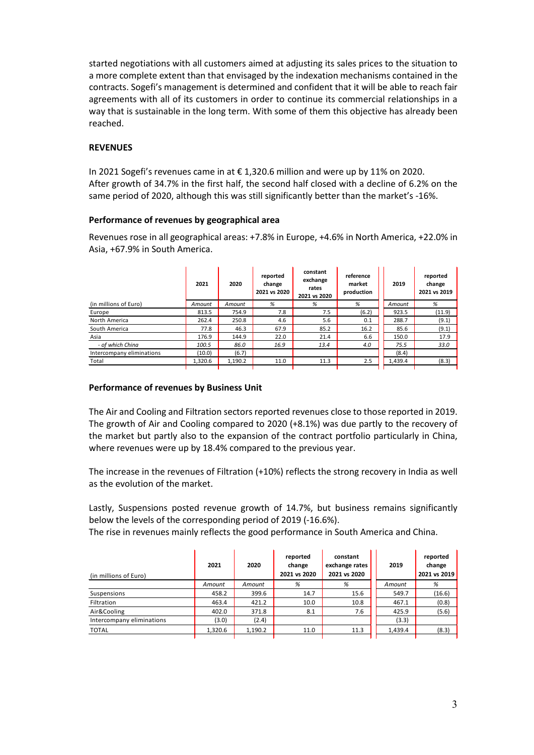started negotiations with all customers aimed at adjusting its sales prices to the situation to a more complete extent than that envisaged by the indexation mechanisms contained in the contracts. Sogefi's management is determined and confident that it will be able to reach fair agreements with all of its customers in order to continue its commercial relationships in a way that is sustainable in the long term. With some of them this objective has already been reached.

## REVENUES

In 2021 Sogefi's revenues came in at € 1,320.6 million and were up by 11% on 2020.
After growth of 34.7% in the first half, the second half closed with a decline of 6.2% on the same period of 2020, although this was still significantly better than the market's -16%.

### Performance of revenues by geographical area

Revenues rose in all geographical areas: +7.8% in Europe, +4.6% in North America, +22.0% in Asia, +67.9% in South America.

| | 2021 | 2020 | reported change 2021 vs 2020 | constant exchange rates 2021 vs 2020 | reference market production | 2019 | reported change 2021 vs 2019 |
|---|---|---|---|---|---|---|---|
| (in millions of Euro) | *Amount* | *Amount* | *%* | *%* | *%* | *Amount* | *%* |
| Europe | 813.5 | 754.9 | 7.8 | 7.5 | (6.2) | 923.5 | (11.9) |
| North America | 262.4 | 250.8 | 4.6 | 5.6 | 0.1 | 288.7 | (9.1) |
| South America | 77.8 | 46.3 | 67.9 | 85.2 | 16.2 | 85.6 | (9.1) |
| Asia | 176.9 | 144.9 | 22.0 | 21.4 | 6.6 | 150.0 | 17.9 |
| *- of which China* | *100.5* | *86.0* | *16.9* | *13.4* | *4.0* | *75.5* | *33.0* |
| Intercompany eliminations | (10.0) | (6.7) | | | | (8.4) | |
| Total | 1,320.6 | 1,190.2 | 11.0 | 11.3 | 2.5 | 1,439.4 | (8.3) |

### Performance of revenues by Business Unit

The Air and Cooling and Filtration sectors reported revenues close to those reported in 2019. The growth of Air and Cooling compared to 2020 (+8.1%) was due partly to the recovery of the market but partly also to the expansion of the contract portfolio particularly in China, where revenues were up by 18.4% compared to the previous year.

The increase in the revenues of Filtration (+10%) reflects the strong recovery in India as well as the evolution of the market.

Lastly, Suspensions posted revenue growth of 14.7%, but business remains significantly below the levels of the corresponding period of 2019 (-16.6%).
The rise in revenues mainly reflects the good performance in South America and China.

| (in millions of Euro) | 2021 | 2020 | reported change 2021 vs 2020 | constant exchange rates 2021 vs 2020 | 2019 | reported change 2021 vs 2019 |
|---|---|---|---|---|---|---|
| | *Amount* | *Amount* | *%* | *%* | *Amount* | *%* |
| Suspensions | 458.2 | 399.6 | 14.7 | 15.6 | 549.7 | (16.6) |
| Filtration | 463.4 | 421.2 | 10.0 | 10.8 | 467.1 | (0.8) |
| Air&Cooling | 402.0 | 371.8 | 8.1 | 7.6 | 425.9 | (5.6) |
| Intercompany eliminations | (3.0) | (2.4) | | | (3.3) | |
| TOTAL | 1,320.6 | 1,190.2 | 11.0 | 11.3 | 1,439.4 | (8.3) |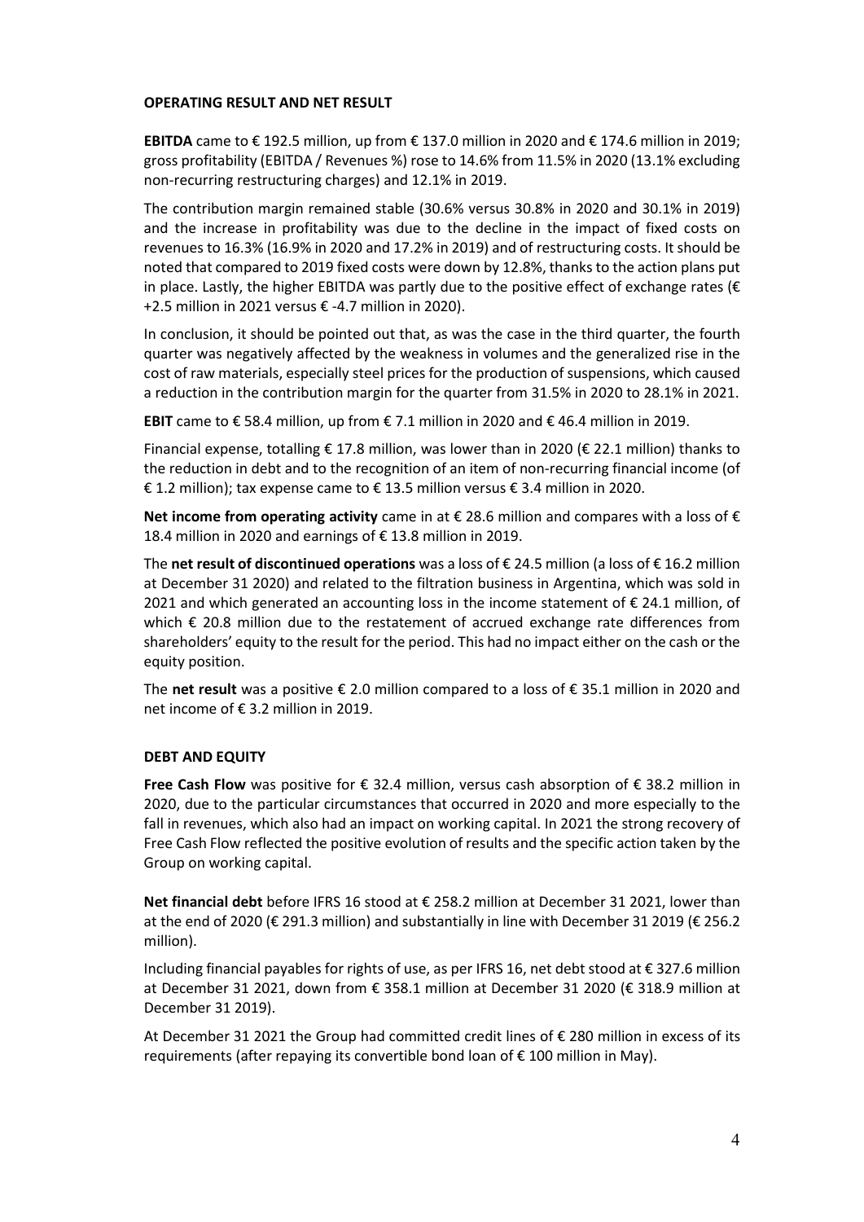**OPERATING RESULT AND NET RESULT**

**EBITDA** came to € 192.5 million, up from € 137.0 million in 2020 and € 174.6 million in 2019; gross profitability (EBITDA / Revenues %) rose to 14.6% from 11.5% in 2020 (13.1% excluding non-recurring restructuring charges) and 12.1% in 2019.

The contribution margin remained stable (30.6% versus 30.8% in 2020 and 30.1% in 2019) and the increase in profitability was due to the decline in the impact of fixed costs on revenues to 16.3% (16.9% in 2020 and 17.2% in 2019) and of restructuring costs. It should be noted that compared to 2019 fixed costs were down by 12.8%, thanks to the action plans put in place. Lastly, the higher EBITDA was partly due to the positive effect of exchange rates (€ +2.5 million in 2021 versus € -4.7 million in 2020).

In conclusion, it should be pointed out that, as was the case in the third quarter, the fourth quarter was negatively affected by the weakness in volumes and the generalized rise in the cost of raw materials, especially steel prices for the production of suspensions, which caused a reduction in the contribution margin for the quarter from 31.5% in 2020 to 28.1% in 2021.

**EBIT** came to € 58.4 million, up from € 7.1 million in 2020 and € 46.4 million in 2019.

Financial expense, totalling € 17.8 million, was lower than in 2020 (€ 22.1 million) thanks to the reduction in debt and to the recognition of an item of non-recurring financial income (of € 1.2 million); tax expense came to € 13.5 million versus € 3.4 million in 2020.

**Net income from operating activity** came in at € 28.6 million and compares with a loss of € 18.4 million in 2020 and earnings of € 13.8 million in 2019.

The **net result of discontinued operations** was a loss of € 24.5 million (a loss of € 16.2 million at December 31 2020) and related to the filtration business in Argentina, which was sold in 2021 and which generated an accounting loss in the income statement of € 24.1 million, of which € 20.8 million due to the restatement of accrued exchange rate differences from shareholders' equity to the result for the period. This had no impact either on the cash or the equity position.

The **net result** was a positive € 2.0 million compared to a loss of € 35.1 million in 2020 and net income of € 3.2 million in 2019.

**DEBT AND EQUITY**

**Free Cash Flow** was positive for € 32.4 million, versus cash absorption of € 38.2 million in 2020, due to the particular circumstances that occurred in 2020 and more especially to the fall in revenues, which also had an impact on working capital. In 2021 the strong recovery of Free Cash Flow reflected the positive evolution of results and the specific action taken by the Group on working capital.

**Net financial debt** before IFRS 16 stood at € 258.2 million at December 31 2021, lower than at the end of 2020 (€ 291.3 million) and substantially in line with December 31 2019 (€ 256.2 million).

Including financial payables for rights of use, as per IFRS 16, net debt stood at € 327.6 million at December 31 2021, down from € 358.1 million at December 31 2020 (€ 318.9 million at December 31 2019).

At December 31 2021 the Group had committed credit lines of € 280 million in excess of its requirements (after repaying its convertible bond loan of € 100 million in May).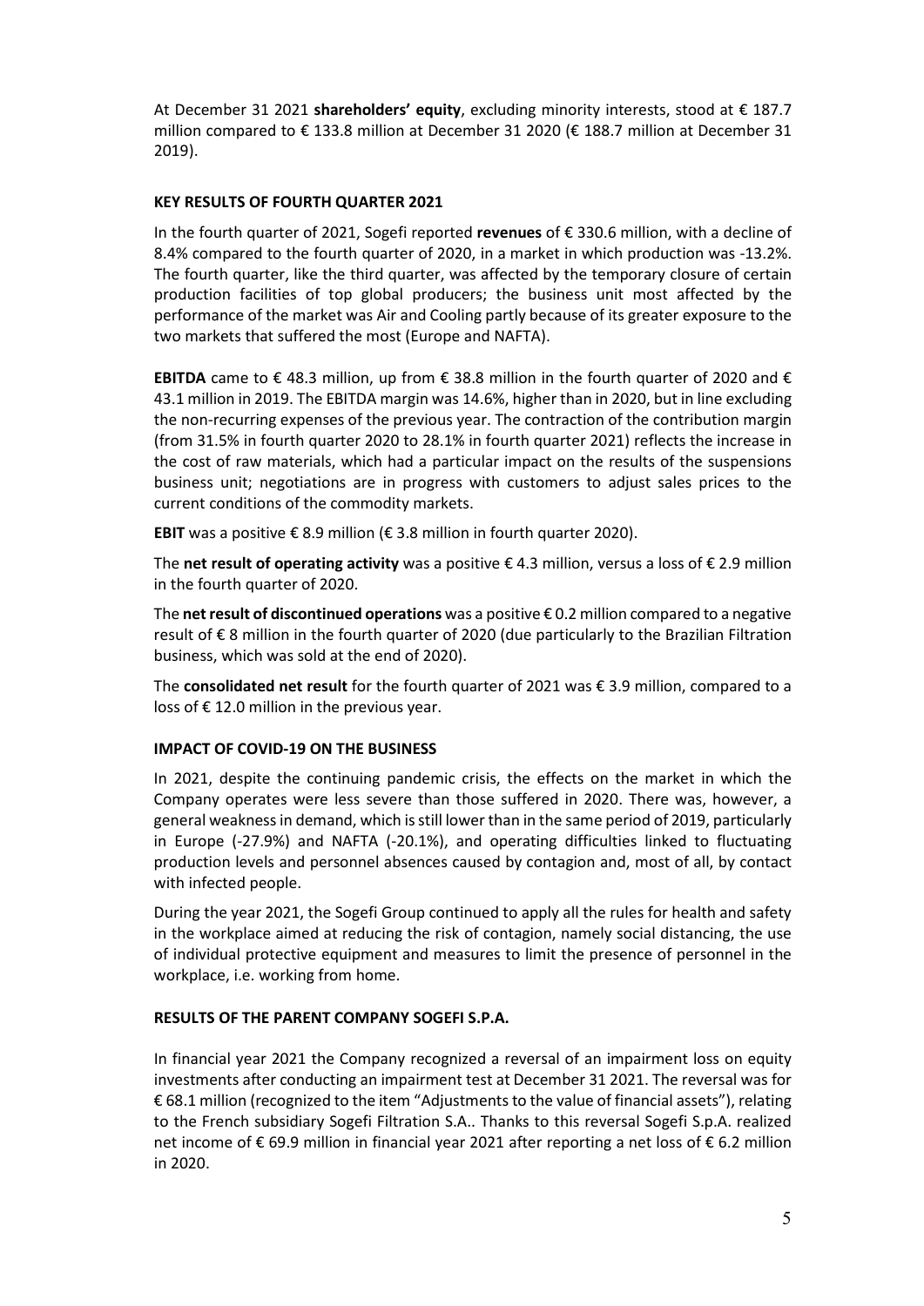At December 31 2021 **shareholders' equity**, excluding minority interests, stood at € 187.7 million compared to € 133.8 million at December 31 2020 (€ 188.7 million at December 31 2019).

## KEY RESULTS OF FOURTH QUARTER 2021

In the fourth quarter of 2021, Sogefi reported **revenues** of € 330.6 million, with a decline of 8.4% compared to the fourth quarter of 2020, in a market in which production was -13.2%. The fourth quarter, like the third quarter, was affected by the temporary closure of certain production facilities of top global producers; the business unit most affected by the performance of the market was Air and Cooling partly because of its greater exposure to the two markets that suffered the most (Europe and NAFTA).

**EBITDA** came to € 48.3 million, up from € 38.8 million in the fourth quarter of 2020 and € 43.1 million in 2019. The EBITDA margin was 14.6%, higher than in 2020, but in line excluding the non-recurring expenses of the previous year. The contraction of the contribution margin (from 31.5% in fourth quarter 2020 to 28.1% in fourth quarter 2021) reflects the increase in the cost of raw materials, which had a particular impact on the results of the suspensions business unit; negotiations are in progress with customers to adjust sales prices to the current conditions of the commodity markets.

**EBIT** was a positive € 8.9 million (€ 3.8 million in fourth quarter 2020).

The **net result of operating activity** was a positive € 4.3 million, versus a loss of € 2.9 million in the fourth quarter of 2020.

The **net result of discontinued operations** was a positive € 0.2 million compared to a negative result of € 8 million in the fourth quarter of 2020 (due particularly to the Brazilian Filtration business, which was sold at the end of 2020).

The **consolidated net result** for the fourth quarter of 2021 was € 3.9 million, compared to a loss of € 12.0 million in the previous year.

## IMPACT OF COVID-19 ON THE BUSINESS

In 2021, despite the continuing pandemic crisis, the effects on the market in which the Company operates were less severe than those suffered in 2020. There was, however, a general weakness in demand, which is still lower than in the same period of 2019, particularly in Europe (-27.9%) and NAFTA (-20.1%), and operating difficulties linked to fluctuating production levels and personnel absences caused by contagion and, most of all, by contact with infected people.

During the year 2021, the Sogefi Group continued to apply all the rules for health and safety in the workplace aimed at reducing the risk of contagion, namely social distancing, the use of individual protective equipment and measures to limit the presence of personnel in the workplace, i.e. working from home.

## RESULTS OF THE PARENT COMPANY SOGEFI S.P.A.

In financial year 2021 the Company recognized a reversal of an impairment loss on equity investments after conducting an impairment test at December 31 2021. The reversal was for € 68.1 million (recognized to the item "Adjustments to the value of financial assets"), relating to the French subsidiary Sogefi Filtration S.A.. Thanks to this reversal Sogefi S.p.A. realized net income of € 69.9 million in financial year 2021 after reporting a net loss of € 6.2 million in 2020.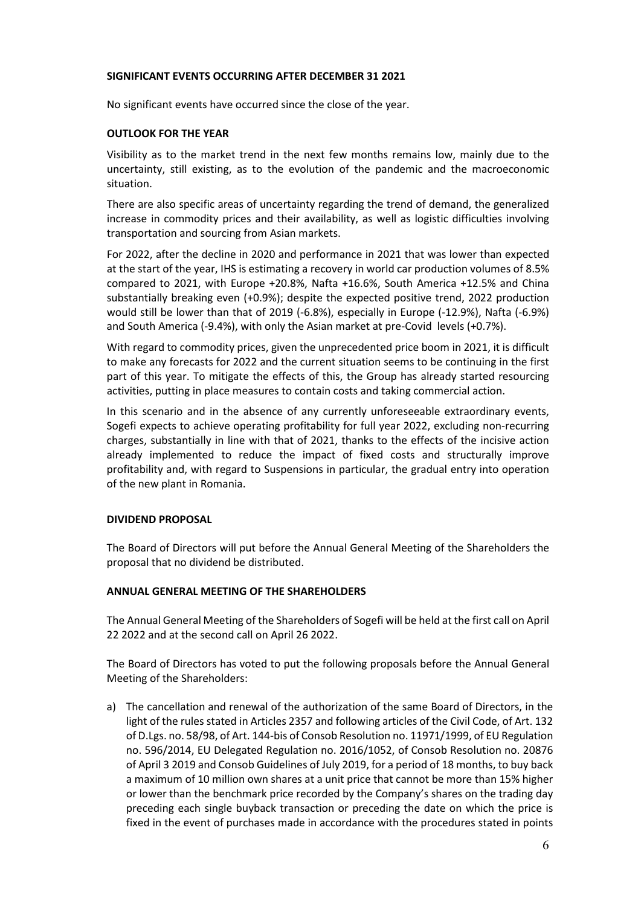## SIGNIFICANT EVENTS OCCURRING AFTER DECEMBER 31 2021

No significant events have occurred since the close of the year.

## OUTLOOK FOR THE YEAR

Visibility as to the market trend in the next few months remains low, mainly due to the uncertainty, still existing, as to the evolution of the pandemic and the macroeconomic situation.

There are also specific areas of uncertainty regarding the trend of demand, the generalized increase in commodity prices and their availability, as well as logistic difficulties involving transportation and sourcing from Asian markets.

For 2022, after the decline in 2020 and performance in 2021 that was lower than expected at the start of the year, IHS is estimating a recovery in world car production volumes of 8.5% compared to 2021, with Europe +20.8%, Nafta +16.6%, South America +12.5% and China substantially breaking even (+0.9%); despite the expected positive trend, 2022 production would still be lower than that of 2019 (-6.8%), especially in Europe (-12.9%), Nafta (-6.9%) and South America (-9.4%), with only the Asian market at pre-Covid levels (+0.7%).

With regard to commodity prices, given the unprecedented price boom in 2021, it is difficult to make any forecasts for 2022 and the current situation seems to be continuing in the first part of this year. To mitigate the effects of this, the Group has already started resourcing activities, putting in place measures to contain costs and taking commercial action.

In this scenario and in the absence of any currently unforeseeable extraordinary events, Sogefi expects to achieve operating profitability for full year 2022, excluding non-recurring charges, substantially in line with that of 2021, thanks to the effects of the incisive action already implemented to reduce the impact of fixed costs and structurally improve profitability and, with regard to Suspensions in particular, the gradual entry into operation of the new plant in Romania.

## DIVIDEND PROPOSAL

The Board of Directors will put before the Annual General Meeting of the Shareholders the proposal that no dividend be distributed.

## ANNUAL GENERAL MEETING OF THE SHAREHOLDERS

The Annual General Meeting of the Shareholders of Sogefi will be held at the first call on April 22 2022 and at the second call on April 26 2022.

The Board of Directors has voted to put the following proposals before the Annual General Meeting of the Shareholders:

a) The cancellation and renewal of the authorization of the same Board of Directors, in the light of the rules stated in Articles 2357 and following articles of the Civil Code, of Art. 132 of D.Lgs. no. 58/98, of Art. 144-bis of Consob Resolution no. 11971/1999, of EU Regulation no. 596/2014, EU Delegated Regulation no. 2016/1052, of Consob Resolution no. 20876 of April 3 2019 and Consob Guidelines of July 2019, for a period of 18 months, to buy back a maximum of 10 million own shares at a unit price that cannot be more than 15% higher or lower than the benchmark price recorded by the Company's shares on the trading day preceding each single buyback transaction or preceding the date on which the price is fixed in the event of purchases made in accordance with the procedures stated in points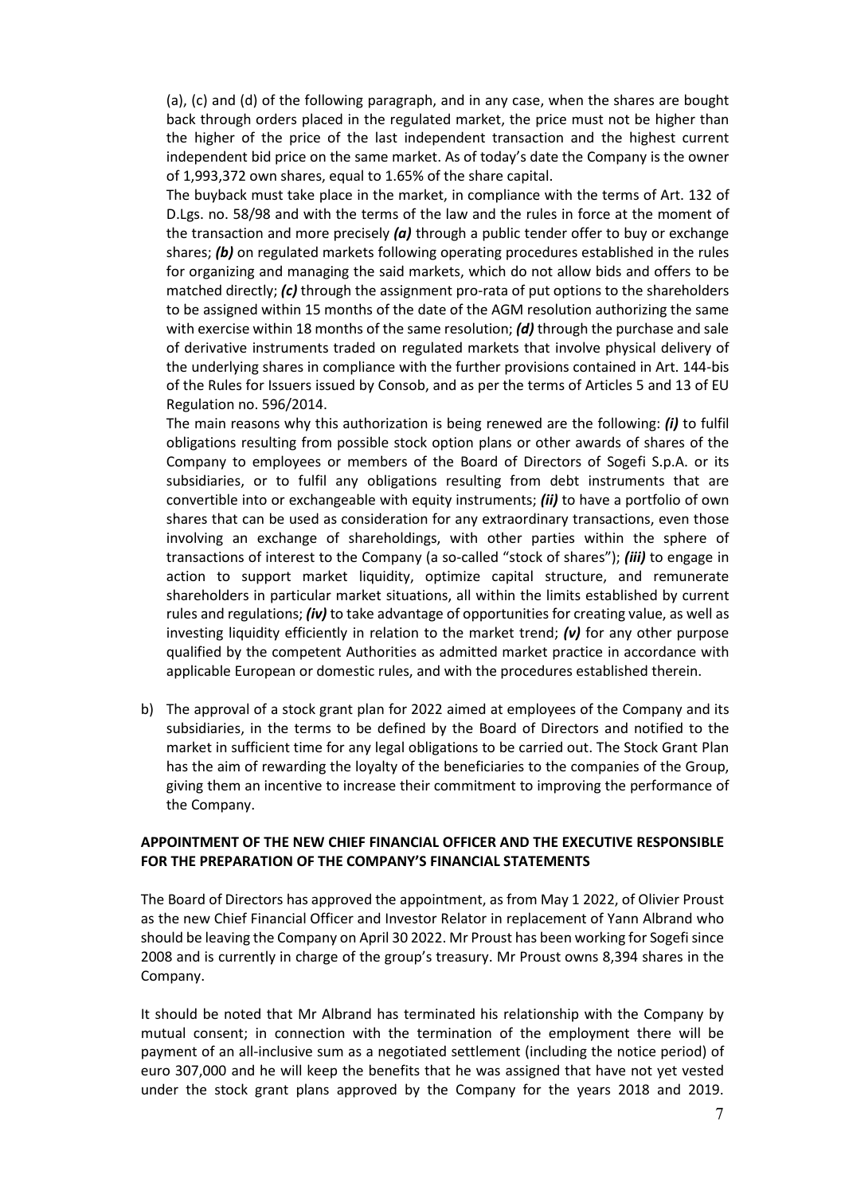(a), (c) and (d) of the following paragraph, and in any case, when the shares are bought back through orders placed in the regulated market, the price must not be higher than the higher of the price of the last independent transaction and the highest current independent bid price on the same market. As of today's date the Company is the owner of 1,993,372 own shares, equal to 1.65% of the share capital.

The buyback must take place in the market, in compliance with the terms of Art. 132 of D.Lgs. no. 58/98 and with the terms of the law and the rules in force at the moment of the transaction and more precisely ***(a)*** through a public tender offer to buy or exchange shares; ***(b)*** on regulated markets following operating procedures established in the rules for organizing and managing the said markets, which do not allow bids and offers to be matched directly; ***(c)*** through the assignment pro-rata of put options to the shareholders to be assigned within 15 months of the date of the AGM resolution authorizing the same with exercise within 18 months of the same resolution; ***(d)*** through the purchase and sale of derivative instruments traded on regulated markets that involve physical delivery of the underlying shares in compliance with the further provisions contained in Art. 144-bis of the Rules for Issuers issued by Consob, and as per the terms of Articles 5 and 13 of EU Regulation no. 596/2014.

The main reasons why this authorization is being renewed are the following: ***(i)*** to fulfil obligations resulting from possible stock option plans or other awards of shares of the Company to employees or members of the Board of Directors of Sogefi S.p.A. or its subsidiaries, or to fulfil any obligations resulting from debt instruments that are convertible into or exchangeable with equity instruments; ***(ii)*** to have a portfolio of own shares that can be used as consideration for any extraordinary transactions, even those involving an exchange of shareholdings, with other parties within the sphere of transactions of interest to the Company (a so-called "stock of shares"); ***(iii)*** to engage in action to support market liquidity, optimize capital structure, and remunerate shareholders in particular market situations, all within the limits established by current rules and regulations; ***(iv)*** to take advantage of opportunities for creating value, as well as investing liquidity efficiently in relation to the market trend; ***(v)*** for any other purpose qualified by the competent Authorities as admitted market practice in accordance with applicable European or domestic rules, and with the procedures established therein.

b) The approval of a stock grant plan for 2022 aimed at employees of the Company and its subsidiaries, in the terms to be defined by the Board of Directors and notified to the market in sufficient time for any legal obligations to be carried out. The Stock Grant Plan has the aim of rewarding the loyalty of the beneficiaries to the companies of the Group, giving them an incentive to increase their commitment to improving the performance of the Company.

**APPOINTMENT OF THE NEW CHIEF FINANCIAL OFFICER AND THE EXECUTIVE RESPONSIBLE FOR THE PREPARATION OF THE COMPANY'S FINANCIAL STATEMENTS**

The Board of Directors has approved the appointment, as from May 1 2022, of Olivier Proust as the new Chief Financial Officer and Investor Relator in replacement of Yann Albrand who should be leaving the Company on April 30 2022. Mr Proust has been working for Sogefi since 2008 and is currently in charge of the group's treasury. Mr Proust owns 8,394 shares in the Company.

It should be noted that Mr Albrand has terminated his relationship with the Company by mutual consent; in connection with the termination of the employment there will be payment of an all-inclusive sum as a negotiated settlement (including the notice period) of euro 307,000 and he will keep the benefits that he was assigned that have not yet vested under the stock grant plans approved by the Company for the years 2018 and 2019.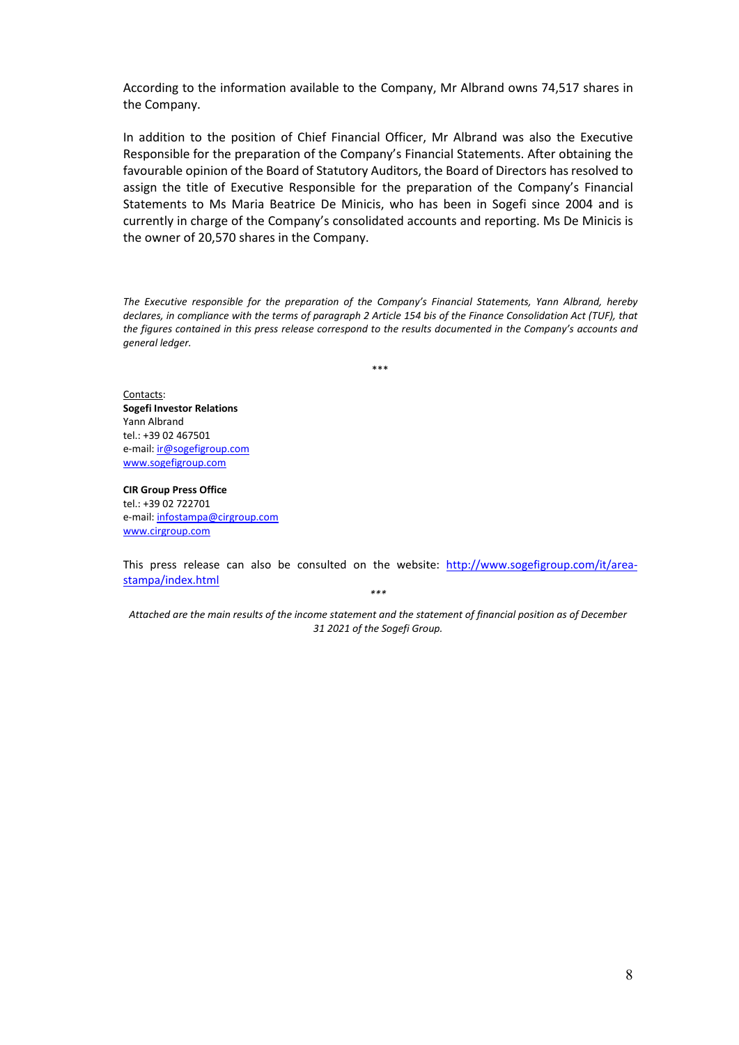According to the information available to the Company, Mr Albrand owns 74,517 shares in the Company.

In addition to the position of Chief Financial Officer, Mr Albrand was also the Executive Responsible for the preparation of the Company's Financial Statements. After obtaining the favourable opinion of the Board of Statutory Auditors, the Board of Directors has resolved to assign the title of Executive Responsible for the preparation of the Company's Financial Statements to Ms Maria Beatrice De Minicis, who has been in Sogefi since 2004 and is currently in charge of the Company's consolidated accounts and reporting. Ms De Minicis is the owner of 20,570 shares in the Company.

*The Executive responsible for the preparation of the Company's Financial Statements, Yann Albrand, hereby declares, in compliance with the terms of paragraph 2 Article 154 bis of the Finance Consolidation Act (TUF), that the figures contained in this press release correspond to the results documented in the Company's accounts and general ledger.*

\*\*\*

Contacts:
**Sogefi Investor Relations**
Yann Albrand
tel.: +39 02 467501
e-mail: ir@sogefigroup.com
www.sogefigroup.com

**CIR Group Press Office**
tel.: +39 02 722701
e-mail: infostampa@cirgroup.com
www.cirgroup.com

This press release can also be consulted on the website: http://www.sogefigroup.com/it/area-stampa/index.html

\*\*\*

*Attached are the main results of the income statement and the statement of financial position as of December 31 2021 of the Sogefi Group.*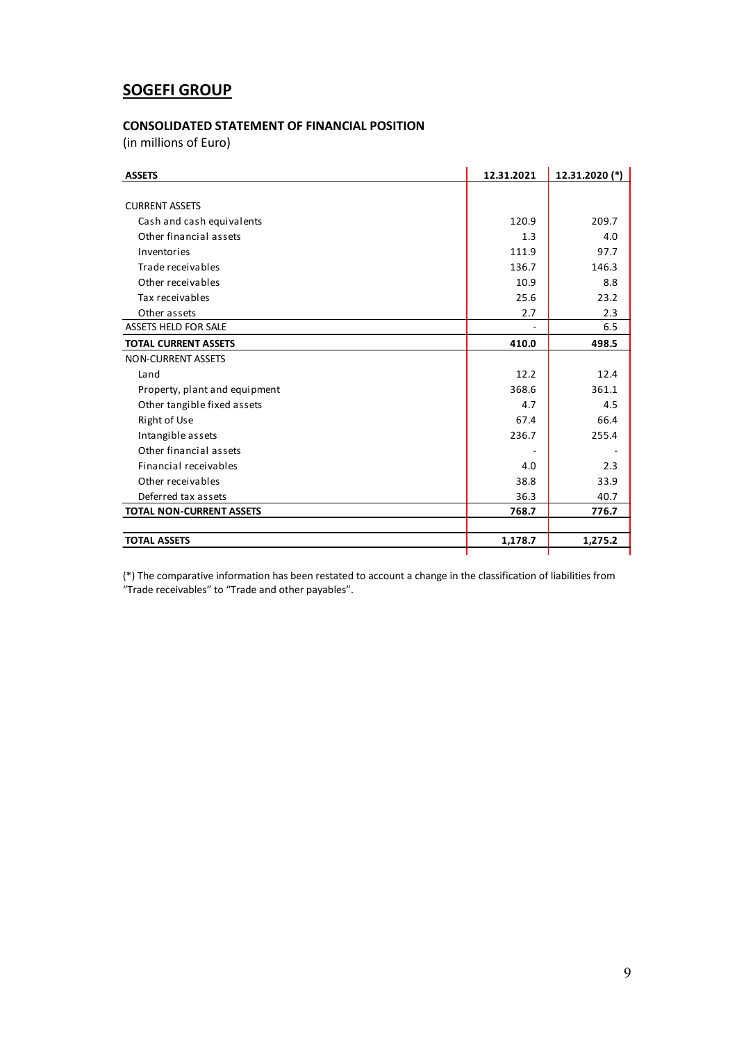## SOGEFI GROUP

### CONSOLIDATED STATEMENT OF FINANCIAL POSITION

(in millions of Euro)

| ASSETS | 12.31.2021 | 12.31.2020 (*) |
|---|---|---|
| CURRENT ASSETS | | |
| Cash and cash equivalents | 120.9 | 209.7 |
| Other financial assets | 1.3 | 4.0 |
| Inventories | 111.9 | 97.7 |
| Trade receivables | 136.7 | 146.3 |
| Other receivables | 10.9 | 8.8 |
| Tax receivables | 25.6 | 23.2 |
| Other assets | 2.7 | 2.3 |
| ASSETS HELD FOR SALE | - | 6.5 |
| **TOTAL CURRENT ASSETS** | **410.0** | **498.5** |
| NON-CURRENT ASSETS | | |
| Land | 12.2 | 12.4 |
| Property, plant and equipment | 368.6 | 361.1 |
| Other tangible fixed assets | 4.7 | 4.5 |
| Right of Use | 67.4 | 66.4 |
| Intangible assets | 236.7 | 255.4 |
| Other financial assets | - | - |
| Financial receivables | 4.0 | 2.3 |
| Other receivables | 38.8 | 33.9 |
| Deferred tax assets | 36.3 | 40.7 |
| **TOTAL NON-CURRENT ASSETS** | **768.7** | **776.7** |
| **TOTAL ASSETS** | **1,178.7** | **1,275.2** |

(*) The comparative information has been restated to account a change in the classification of liabilities from "Trade receivables" to "Trade and other payables".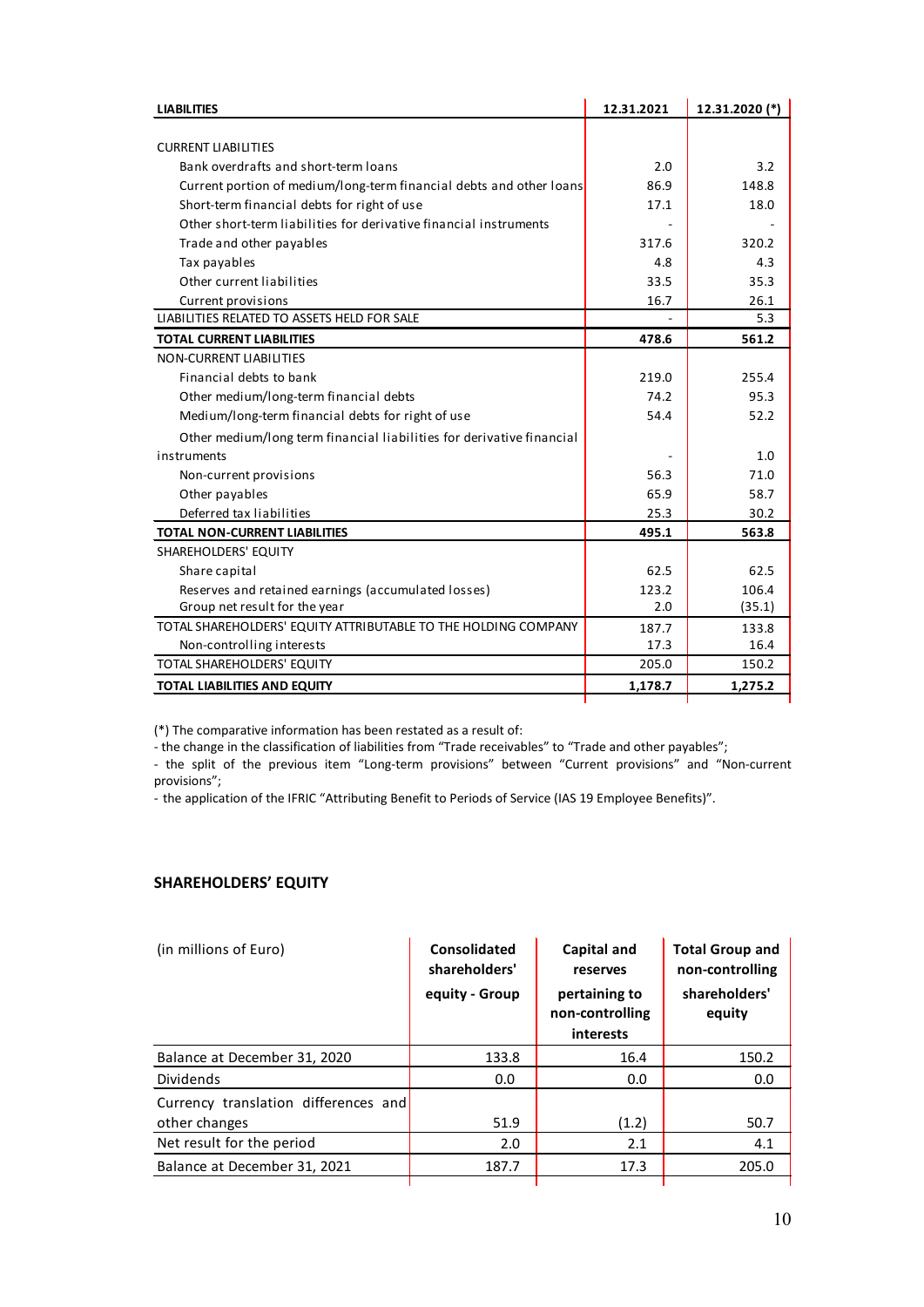| LIABILITIES | 12.31.2021 | 12.31.2020 (*) |
|---|---|---|
| CURRENT LIABILITIES | | |
| Bank overdrafts and short-term loans | 2.0 | 3.2 |
| Current portion of medium/long-term financial debts and other loans | 86.9 | 148.8 |
| Short-term financial debts for right of use | 17.1 | 18.0 |
| Other short-term liabilities for derivative financial instruments | - | - |
| Trade and other payables | 317.6 | 320.2 |
| Tax payables | 4.8 | 4.3 |
| Other current liabilities | 33.5 | 35.3 |
| Current provisions | 16.7 | 26.1 |
| LIABILITIES RELATED TO ASSETS HELD FOR SALE | - | 5.3 |
| **TOTAL CURRENT LIABILITIES** | **478.6** | **561.2** |
| NON-CURRENT LIABILITIES | | |
| Financial debts to bank | 219.0 | 255.4 |
| Other medium/long-term financial debts | 74.2 | 95.3 |
| Medium/long-term financial debts for right of use | 54.4 | 52.2 |
| Other medium/long term financial liabilities for derivative financial instruments | - | 1.0 |
| Non-current provisions | 56.3 | 71.0 |
| Other payables | 65.9 | 58.7 |
| Deferred tax liabilities | 25.3 | 30.2 |
| **TOTAL NON-CURRENT LIABILITIES** | **495.1** | **563.8** |
| SHAREHOLDERS' EQUITY | | |
| Share capital | 62.5 | 62.5 |
| Reserves and retained earnings (accumulated losses) | 123.2 | 106.4 |
| Group net result for the year | 2.0 | (35.1) |
| TOTAL SHAREHOLDERS' EQUITY ATTRIBUTABLE TO THE HOLDING COMPANY | 187.7 | 133.8 |
| Non-controlling interests | 17.3 | 16.4 |
| TOTAL SHAREHOLDERS' EQUITY | 205.0 | 150.2 |
| **TOTAL LIABILITIES AND EQUITY** | **1,178.7** | **1,275.2** |

(*) The comparative information has been restated as a result of:

- the change in the classification of liabilities from "Trade receivables" to "Trade and other payables";
- the split of the previous item "Long-term provisions" between "Current provisions" and "Non-current provisions";
- the application of the IFRIC "Attributing Benefit to Periods of Service (IAS 19 Employee Benefits)".

## SHAREHOLDERS' EQUITY

| (in millions of Euro) | Consolidated shareholders' equity - Group | Capital and reserves pertaining to non-controlling interests | Total Group and non-controlling shareholders' equity |
|---|---|---|---|
| Balance at December 31, 2020 | 133.8 | 16.4 | 150.2 |
| Dividends | 0.0 | 0.0 | 0.0 |
| Currency translation differences and other changes | 51.9 | (1.2) | 50.7 |
| Net result for the period | 2.0 | 2.1 | 4.1 |
| Balance at December 31, 2021 | 187.7 | 17.3 | 205.0 |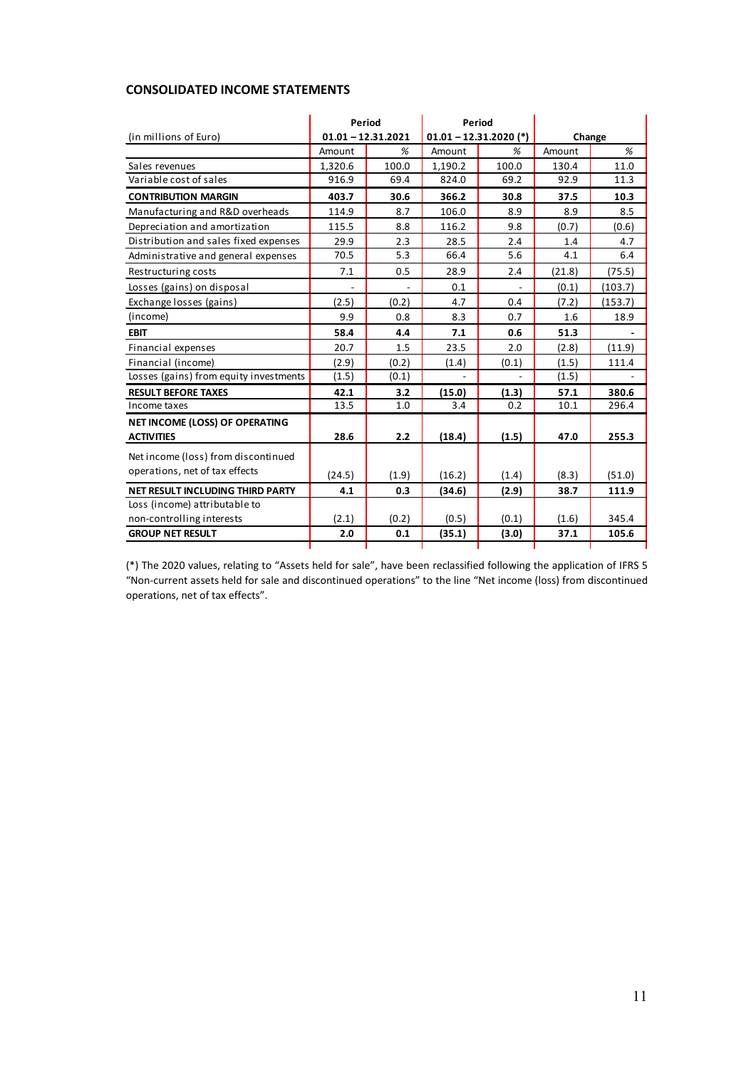## CONSOLIDATED INCOME STATEMENTS

| (in millions of Euro) | Period 01.01 – 12.31.2021 | | Period 01.01 – 12.31.2020 (*) | | Change | |
|---|---|---|---|---|---|---|
| | Amount | % | Amount | % | Amount | % |
| Sales revenues | 1,320.6 | 100.0 | 1,190.2 | 100.0 | 130.4 | 11.0 |
| Variable cost of sales | 916.9 | 69.4 | 824.0 | 69.2 | 92.9 | 11.3 |
| **CONTRIBUTION MARGIN** | **403.7** | **30.6** | **366.2** | **30.8** | **37.5** | **10.3** |
| Manufacturing and R&D overheads | 114.9 | 8.7 | 106.0 | 8.9 | 8.9 | 8.5 |
| Depreciation and amortization | 115.5 | 8.8 | 116.2 | 9.8 | (0.7) | (0.6) |
| Distribution and sales fixed expenses | 29.9 | 2.3 | 28.5 | 2.4 | 1.4 | 4.7 |
| Administrative and general expenses | 70.5 | 5.3 | 66.4 | 5.6 | 4.1 | 6.4 |
| Restructuring costs | 7.1 | 0.5 | 28.9 | 2.4 | (21.8) | (75.5) |
| Losses (gains) on disposal | - | - | 0.1 | - | (0.1) | (103.7) |
| Exchange losses (gains) | (2.5) | (0.2) | 4.7 | 0.4 | (7.2) | (153.7) |
| (income) | 9.9 | 0.8 | 8.3 | 0.7 | 1.6 | 18.9 |
| **EBIT** | **58.4** | **4.4** | **7.1** | **0.6** | **51.3** | **-** |
| Financial expenses | 20.7 | 1.5 | 23.5 | 2.0 | (2.8) | (11.9) |
| Financial (income) | (2.9) | (0.2) | (1.4) | (0.1) | (1.5) | 111.4 |
| Losses (gains) from equity investments | (1.5) | (0.1) | - | - | (1.5) | - |
| **RESULT BEFORE TAXES** | **42.1** | **3.2** | **(15.0)** | **(1.3)** | **57.1** | **380.6** |
| Income taxes | 13.5 | 1.0 | 3.4 | 0.2 | 10.1 | 296.4 |
| **NET INCOME (LOSS) OF OPERATING ACTIVITIES** | **28.6** | **2.2** | **(18.4)** | **(1.5)** | **47.0** | **255.3** |
| Net income (loss) from discontinued operations, net of tax effects | (24.5) | (1.9) | (16.2) | (1.4) | (8.3) | (51.0) |
| **NET RESULT INCLUDING THIRD PARTY** | **4.1** | **0.3** | **(34.6)** | **(2.9)** | **38.7** | **111.9** |
| Loss (income) attributable to non-controlling interests | (2.1) | (0.2) | (0.5) | (0.1) | (1.6) | 345.4 |
| **GROUP NET RESULT** | **2.0** | **0.1** | **(35.1)** | **(3.0)** | **37.1** | **105.6** |

(*) The 2020 values, relating to "Assets held for sale", have been reclassified following the application of IFRS 5 "Non-current assets held for sale and discontinued operations" to the line "Net income (loss) from discontinued operations, net of tax effects".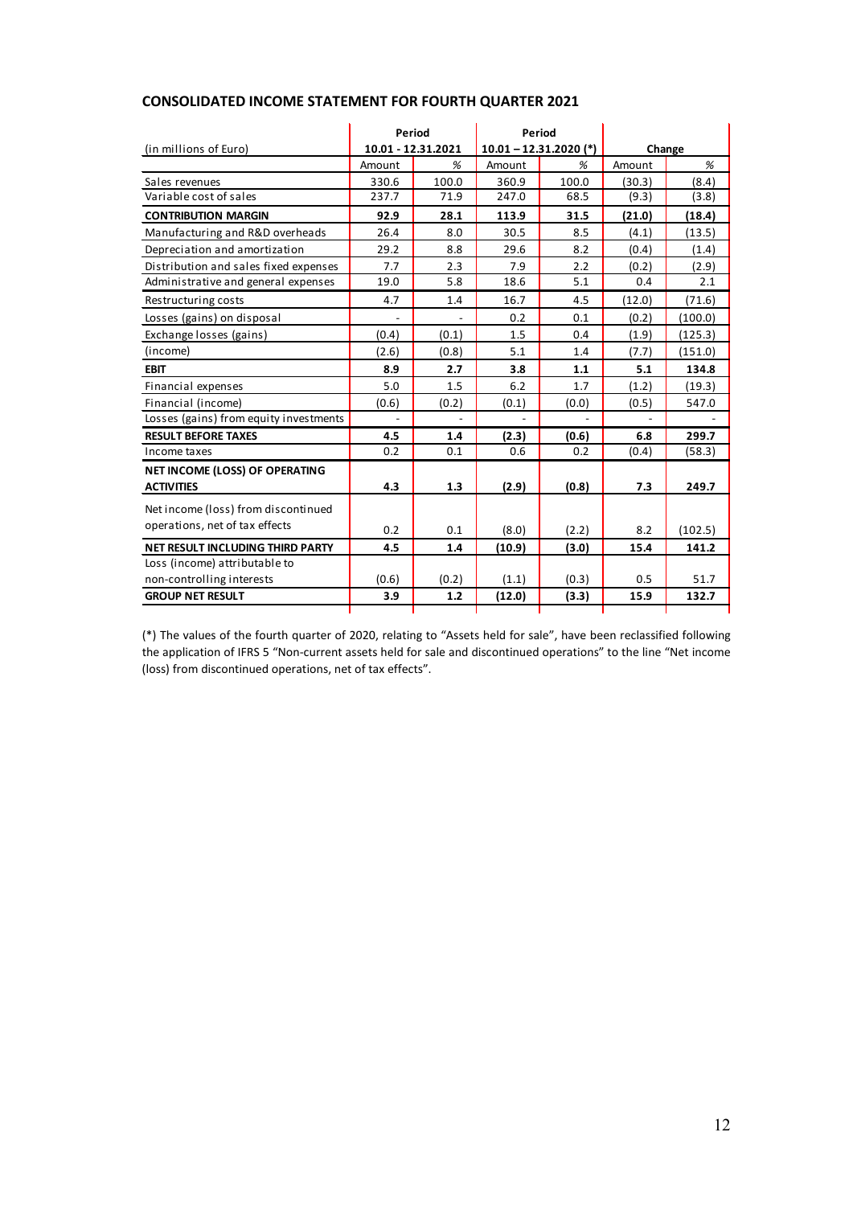## CONSOLIDATED INCOME STATEMENT FOR FOURTH QUARTER 2021

| (in millions of Euro) | Period 10.01 - 12.31.2021 | | Period 10.01 – 12.31.2020 (*) | | Change | |
|---|---|---|---|---|---|---|
| | Amount | % | Amount | % | Amount | % |
| Sales revenues | 330.6 | 100.0 | 360.9 | 100.0 | (30.3) | (8.4) |
| Variable cost of sales | 237.7 | 71.9 | 247.0 | 68.5 | (9.3) | (3.8) |
| **CONTRIBUTION MARGIN** | **92.9** | **28.1** | **113.9** | **31.5** | **(21.0)** | **(18.4)** |
| Manufacturing and R&D overheads | 26.4 | 8.0 | 30.5 | 8.5 | (4.1) | (13.5) |
| Depreciation and amortization | 29.2 | 8.8 | 29.6 | 8.2 | (0.4) | (1.4) |
| Distribution and sales fixed expenses | 7.7 | 2.3 | 7.9 | 2.2 | (0.2) | (2.9) |
| Administrative and general expenses | 19.0 | 5.8 | 18.6 | 5.1 | 0.4 | 2.1 |
| Restructuring costs | 4.7 | 1.4 | 16.7 | 4.5 | (12.0) | (71.6) |
| Losses (gains) on disposal | - | - | 0.2 | 0.1 | (0.2) | (100.0) |
| Exchange losses (gains) | (0.4) | (0.1) | 1.5 | 0.4 | (1.9) | (125.3) |
| (income) | (2.6) | (0.8) | 5.1 | 1.4 | (7.7) | (151.0) |
| **EBIT** | **8.9** | **2.7** | **3.8** | **1.1** | **5.1** | **134.8** |
| Financial expenses | 5.0 | 1.5 | 6.2 | 1.7 | (1.2) | (19.3) |
| Financial (income) | (0.6) | (0.2) | (0.1) | (0.0) | (0.5) | 547.0 |
| Losses (gains) from equity investments | - | - | - | - | - | - |
| **RESULT BEFORE TAXES** | **4.5** | **1.4** | **(2.3)** | **(0.6)** | **6.8** | **299.7** |
| Income taxes | 0.2 | 0.1 | 0.6 | 0.2 | (0.4) | (58.3) |
| **NET INCOME (LOSS) OF OPERATING ACTIVITIES** | **4.3** | **1.3** | **(2.9)** | **(0.8)** | **7.3** | **249.7** |
| Net income (loss) from discontinued operations, net of tax effects | 0.2 | 0.1 | (8.0) | (2.2) | 8.2 | (102.5) |
| **NET RESULT INCLUDING THIRD PARTY** | **4.5** | **1.4** | **(10.9)** | **(3.0)** | **15.4** | **141.2** |
| Loss (income) attributable to non-controlling interests | (0.6) | (0.2) | (1.1) | (0.3) | 0.5 | 51.7 |
| **GROUP NET RESULT** | **3.9** | **1.2** | **(12.0)** | **(3.3)** | **15.9** | **132.7** |

(*) The values of the fourth quarter of 2020, relating to "Assets held for sale", have been reclassified following the application of IFRS 5 "Non-current assets held for sale and discontinued operations" to the line "Net income (loss) from discontinued operations, net of tax effects".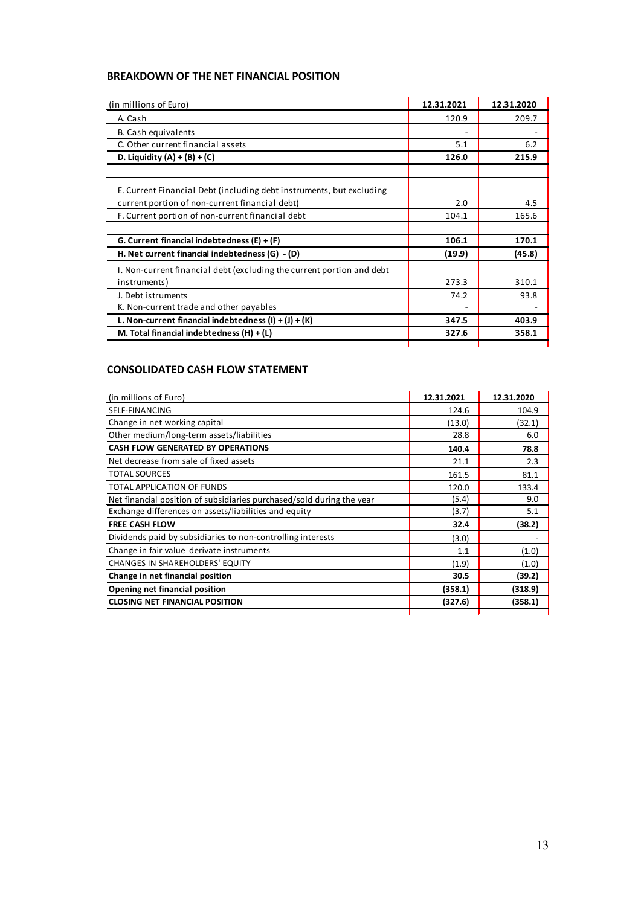## BREAKDOWN OF THE NET FINANCIAL POSITION

| (in millions of Euro) | 12.31.2021 | 12.31.2020 |
|---|---|---|
| A. Cash | 120.9 | 209.7 |
| B. Cash equivalents | - | - |
| C. Other current financial assets | 5.1 | 6.2 |
| **D. Liquidity (A) + (B) + (C)** | **126.0** | **215.9** |
| | | |
| E. Current Financial Debt (including debt instruments, but excluding current portion of non-current financial debt) | 2.0 | 4.5 |
| F. Current portion of non-current financial debt | 104.1 | 165.6 |
| | | |
| **G. Current financial indebtedness (E) + (F)** | **106.1** | **170.1** |
| **H. Net current financial indebtedness (G) - (D)** | **(19.9)** | **(45.8)** |
| I. Non-current financial debt (excluding the current portion and debt instruments) | 273.3 | 310.1 |
| J. Debt istruments | 74.2 | 93.8 |
| K. Non-current trade and other payables | - | - |
| **L. Non-current financial indebtedness (I) + (J) + (K)** | **347.5** | **403.9** |
| **M. Total financial indebtedness (H) + (L)** | **327.6** | **358.1** |

## CONSOLIDATED CASH FLOW STATEMENT

| (in millions of Euro) | 12.31.2021 | 12.31.2020 |
|---|---|---|
| SELF-FINANCING | 124.6 | 104.9 |
| Change in net working capital | (13.0) | (32.1) |
| Other medium/long-term assets/liabilities | 28.8 | 6.0 |
| **CASH FLOW GENERATED BY OPERATIONS** | **140.4** | **78.8** |
| Net decrease from sale of fixed assets | 21.1 | 2.3 |
| TOTAL SOURCES | 161.5 | 81.1 |
| TOTAL APPLICATION OF FUNDS | 120.0 | 133.4 |
| Net financial position of subsidiaries purchased/sold during the year | (5.4) | 9.0 |
| Exchange differences on assets/liabilities and equity | (3.7) | 5.1 |
| **FREE CASH FLOW** | **32.4** | **(38.2)** |
| Dividends paid by subsidiaries to non-controlling interests | (3.0) | - |
| Change in fair value derivate instruments | 1.1 | (1.0) |
| CHANGES IN SHAREHOLDERS' EQUITY | (1.9) | (1.0) |
| **Change in net financial position** | **30.5** | **(39.2)** |
| **Opening net financial position** | **(358.1)** | **(318.9)** |
| **CLOSING NET FINANCIAL POSITION** | **(327.6)** | **(358.1)** |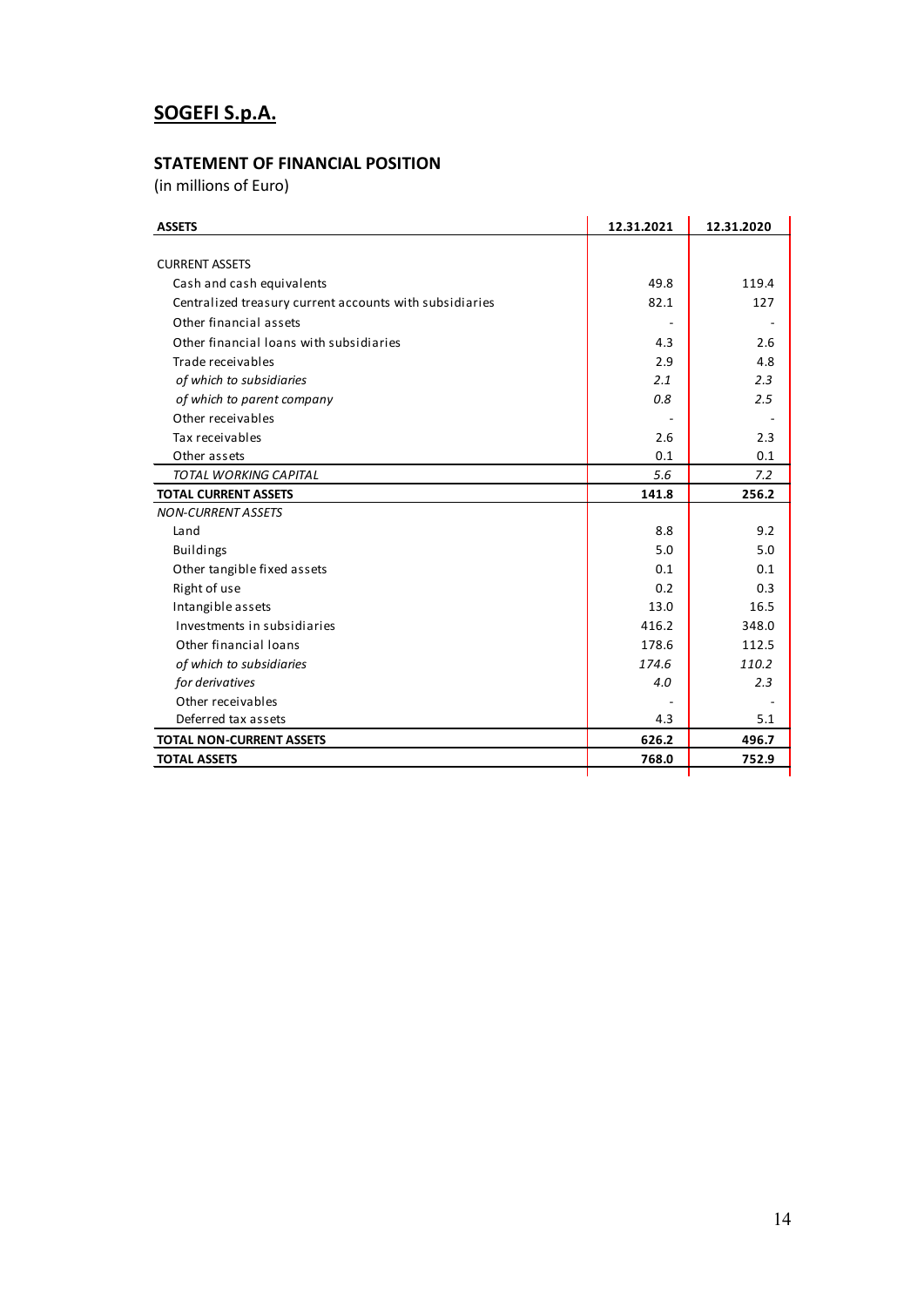# SOGEFI S.p.A.

## STATEMENT OF FINANCIAL POSITION

(in millions of Euro)

| **ASSETS** | **12.31.2021** | **12.31.2020** |
|---|---|---|
| CURRENT ASSETS | | |
| Cash and cash equivalents | 49.8 | 119.4 |
| Centralized treasury current accounts with subsidiaries | 82.1 | 127 |
| Other financial assets | - | - |
| Other financial loans with subsidiaries | 4.3 | 2.6 |
| Trade receivables | 2.9 | 4.8 |
| *of which to subsidiaries* | *2.1* | *2.3* |
| *of which to parent company* | *0.8* | *2.5* |
| Other receivables | - | - |
| Tax receivables | 2.6 | 2.3 |
| Other assets | 0.1 | 0.1 |
| *TOTAL WORKING CAPITAL* | *5.6* | *7.2* |
| **TOTAL CURRENT ASSETS** | **141.8** | **256.2** |
| *NON-CURRENT ASSETS* | | |
| Land | 8.8 | 9.2 |
| Buildings | 5.0 | 5.0 |
| Other tangible fixed assets | 0.1 | 0.1 |
| Right of use | 0.2 | 0.3 |
| Intangible assets | 13.0 | 16.5 |
| Investments in subsidiaries | 416.2 | 348.0 |
| Other financial loans | 178.6 | 112.5 |
| *of which to subsidiaries* | *174.6* | *110.2* |
| *for derivatives* | *4.0* | *2.3* |
| Other receivables | - | - |
| Deferred tax assets | 4.3 | 5.1 |
| **TOTAL NON-CURRENT ASSETS** | **626.2** | **496.7** |
| **TOTAL ASSETS** | **768.0** | **752.9** |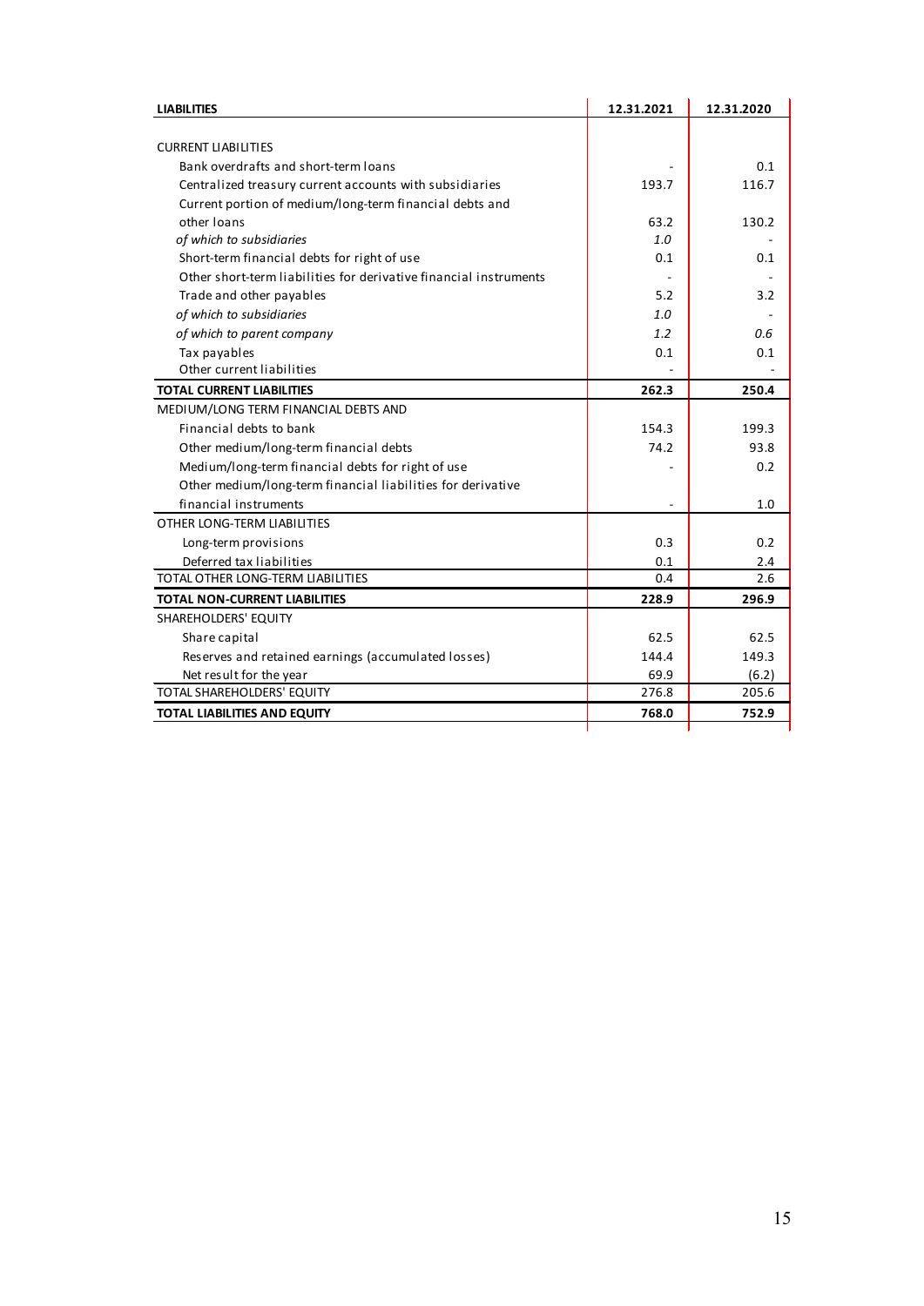| **LIABILITIES** | **12.31.2021** | **12.31.2020** |
|---|---|---|
| CURRENT LIABILITIES | | |
| Bank overdrafts and short-term loans | - | 0.1 |
| Centralized treasury current accounts with subsidiaries | 193.7 | 116.7 |
| Current portion of medium/long-term financial debts and other loans | 63.2 | 130.2 |
| *of which to subsidiaries* | *1.0* | - |
| Short-term financial debts for right of use | 0.1 | 0.1 |
| Other short-term liabilities for derivative financial instruments | - | - |
| Trade and other payables | 5.2 | 3.2 |
| *of which to subsidiaries* | *1.0* | - |
| *of which to parent company* | *1.2* | *0.6* |
| Tax payables | 0.1 | 0.1 |
| Other current liabilities | - | - |
| **TOTAL CURRENT LIABILITIES** | **262.3** | **250.4** |
| MEDIUM/LONG TERM FINANCIAL DEBTS AND | | |
| Financial debts to bank | 154.3 | 199.3 |
| Other medium/long-term financial debts | 74.2 | 93.8 |
| Medium/long-term financial debts for right of use | - | 0.2 |
| Other medium/long-term financial liabilities for derivative financial instruments | - | 1.0 |
| OTHER LONG-TERM LIABILITIES | | |
| Long-term provisions | 0.3 | 0.2 |
| Deferred tax liabilities | 0.1 | 2.4 |
| TOTAL OTHER LONG-TERM LIABILITIES | 0.4 | 2.6 |
| **TOTAL NON-CURRENT LIABILITIES** | **228.9** | **296.9** |
| SHAREHOLDERS' EQUITY | | |
| Share capital | 62.5 | 62.5 |
| Reserves and retained earnings (accumulated losses) | 144.4 | 149.3 |
| Net result for the year | 69.9 | (6.2) |
| TOTAL SHAREHOLDERS' EQUITY | 276.8 | 205.6 |
| **TOTAL LIABILITIES AND EQUITY** | **768.0** | **752.9** |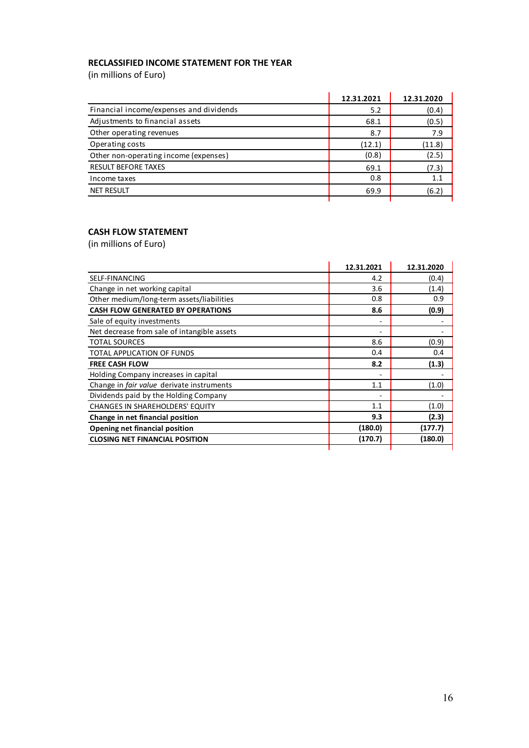**RECLASSIFIED INCOME STATEMENT FOR THE YEAR**

(in millions of Euro)

| | 12.31.2021 | 12.31.2020 |
|---|---|---|
| Financial income/expenses and dividends | 5.2 | (0.4) |
| Adjustments to financial assets | 68.1 | (0.5) |
| Other operating revenues | 8.7 | 7.9 |
| Operating costs | (12.1) | (11.8) |
| Other non-operating income (expenses) | (0.8) | (2.5) |
| RESULT BEFORE TAXES | 69.1 | (7.3) |
| Income taxes | 0.8 | 1.1 |
| NET RESULT | 69.9 | (6.2) |

**CASH FLOW STATEMENT**

(in millions of Euro)

| | 12.31.2021 | 12.31.2020 |
|---|---|---|
| SELF-FINANCING | 4.2 | (0.4) |
| Change in net working capital | 3.6 | (1.4) |
| Other medium/long-term assets/liabilities | 0.8 | 0.9 |
| **CASH FLOW GENERATED BY OPERATIONS** | **8.6** | **(0.9)** |
| Sale of equity investments | - | - |
| Net decrease from sale of intangible assets | - | - |
| TOTAL SOURCES | 8.6 | (0.9) |
| TOTAL APPLICATION OF FUNDS | 0.4 | 0.4 |
| **FREE CASH FLOW** | **8.2** | **(1.3)** |
| Holding Company increases in capital | - | - |
| Change in *fair value* derivate instruments | 1.1 | (1.0) |
| Dividends paid by the Holding Company | - | - |
| CHANGES IN SHAREHOLDERS' EQUITY | 1.1 | (1.0) |
| **Change in net financial position** | **9.3** | **(2.3)** |
| **Opening net financial position** | **(180.0)** | **(177.7)** |
| **CLOSING NET FINANCIAL POSITION** | **(170.7)** | **(180.0)** |